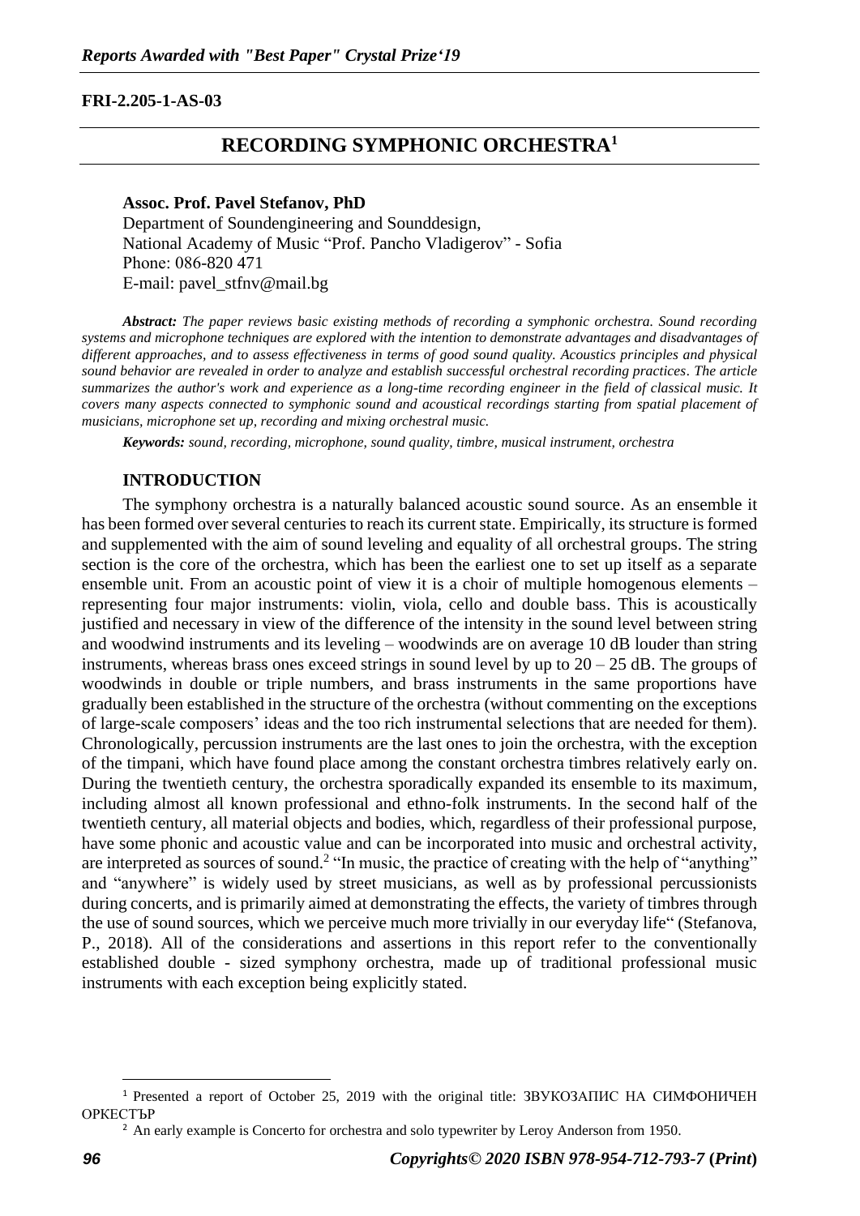**FRI-2.205-1-AS-03**

# RECORDING SYMPHONIC ORCHESTRA[1]

**Assoc. Prof. Pavel Stefanov, PhD**
Department of Soundengineering and Sounddesign,
National Academy of Music "Prof. Pancho Vladigerov" - Sofia
Phone: 086-820 471
E-mail: pavel_stfnv@mail.bg

***Abstract:*** *The paper reviews basic existing methods of recording a symphonic orchestra. Sound recording systems and microphone techniques are explored with the intention to demonstrate advantages and disadvantages of different approaches, and to assess effectiveness in terms of good sound quality. Acoustics principles and physical sound behavior are revealed in order to analyze and establish successful orchestral recording practices. The article summarizes the author's work and experience as a long-time recording engineer in the field of classical music. It covers many aspects connected to symphonic sound and acoustical recordings starting from spatial placement of musicians, microphone set up, recording and mixing orchestral music.*

***Keywords:*** *sound, recording, microphone, sound quality, timbre, musical instrument, orchestra*

## INTRODUCTION

The symphony orchestra is a naturally balanced acoustic sound source. As an ensemble it has been formed over several centuries to reach its current state. Empirically, its structure is formed and supplemented with the aim of sound leveling and equality of all orchestral groups. The string section is the core of the orchestra, which has been the earliest one to set up itself as a separate ensemble unit. From an acoustic point of view it is a choir of multiple homogenous elements – representing four major instruments: violin, viola, cello and double bass. This is acoustically justified and necessary in view of the difference of the intensity in the sound level between string and woodwind instruments and its leveling – woodwinds are on average 10 dB louder than string instruments, whereas brass ones exceed strings in sound level by up to 20 – 25 dB. The groups of woodwinds in double or triple numbers, and brass instruments in the same proportions have gradually been established in the structure of the orchestra (without commenting on the exceptions of large-scale composers' ideas and the too rich instrumental selections that are needed for them). Chronologically, percussion instruments are the last ones to join the orchestra, with the exception of the timpani, which have found place among the constant orchestra timbres relatively early on. During the twentieth century, the orchestra sporadically expanded its ensemble to its maximum, including almost all known professional and ethno-folk instruments. In the second half of the twentieth century, all material objects and bodies, which, regardless of their professional purpose, have some phonic and acoustic value and can be incorporated into music and orchestral activity, are interpreted as sources of sound.[2] "In music, the practice of creating with the help of "anything" and "anywhere" is widely used by street musicians, as well as by professional percussionists during concerts, and is primarily aimed at demonstrating the effects, the variety of timbres through the use of sound sources, which we perceive much more trivially in our everyday life" (Stefanova, P., 2018). All of the considerations and assertions in this report refer to the conventionally established double - sized symphony orchestra, made up of traditional professional music instruments with each exception being explicitly stated.

---

[1] Presented a report of October 25, 2019 with the original title: ЗВУКОЗАПИС НА СИМФОНИЧЕН ОРКЕСТЪР

[2] An early example is Concerto for orchestra and solo typewriter by Leroy Anderson from 1950.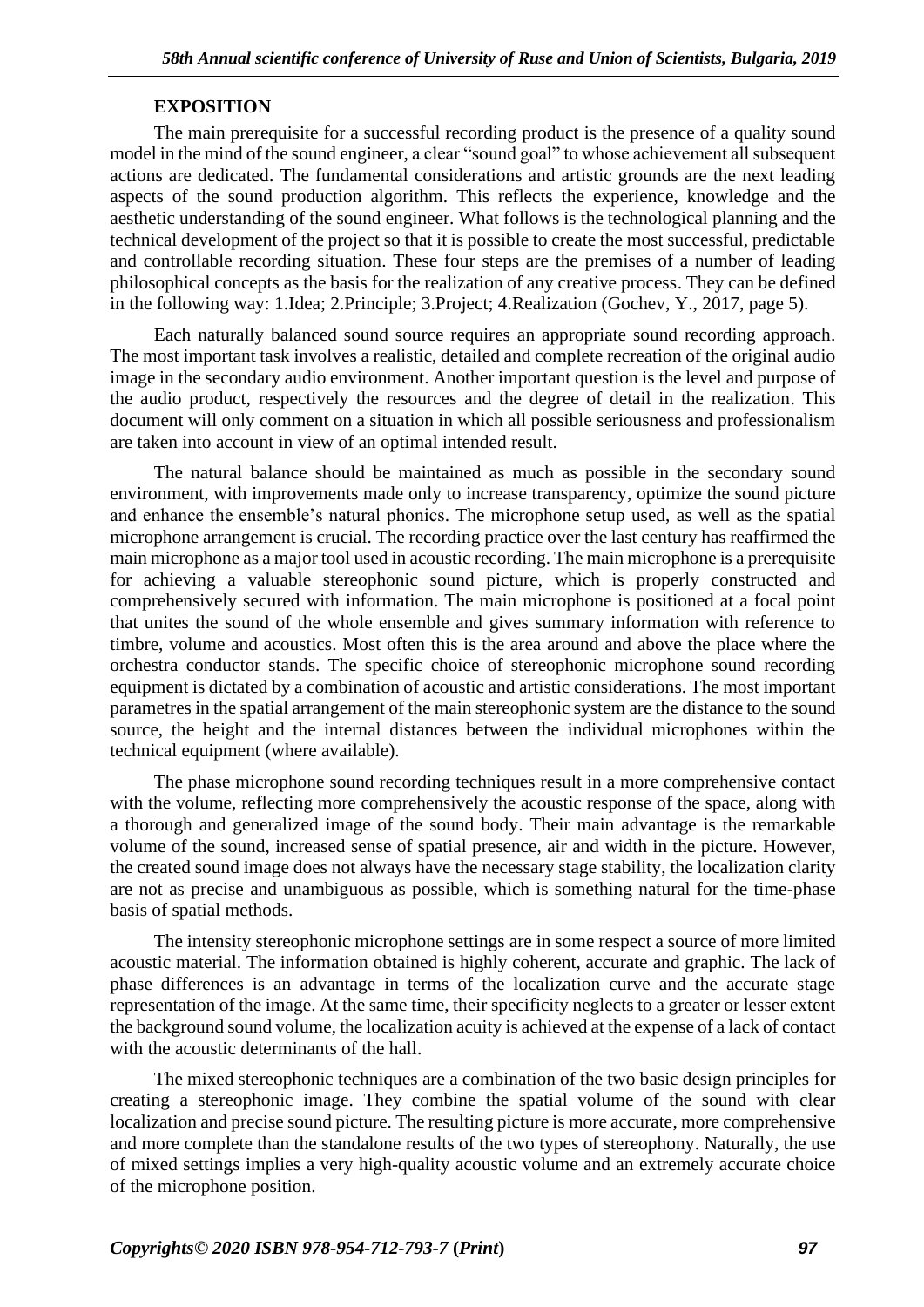## EXPOSITION

The main prerequisite for a successful recording product is the presence of a quality sound model in the mind of the sound engineer, a clear "sound goal" to whose achievement all subsequent actions are dedicated. The fundamental considerations and artistic grounds are the next leading aspects of the sound production algorithm. This reflects the experience, knowledge and the aesthetic understanding of the sound engineer. What follows is the technological planning and the technical development of the project so that it is possible to create the most successful, predictable and controllable recording situation. These four steps are the premises of a number of leading philosophical concepts as the basis for the realization of any creative process. They can be defined in the following way: 1.Idea; 2.Principle; 3.Project; 4.Realization (Gochev, Y., 2017, page 5).

Each naturally balanced sound source requires an appropriate sound recording approach. The most important task involves a realistic, detailed and complete recreation of the original audio image in the secondary audio environment. Another important question is the level and purpose of the audio product, respectively the resources and the degree of detail in the realization. This document will only comment on a situation in which all possible seriousness and professionalism are taken into account in view of an optimal intended result.

The natural balance should be maintained as much as possible in the secondary sound environment, with improvements made only to increase transparency, optimize the sound picture and enhance the ensemble's natural phonics. The microphone setup used, as well as the spatial microphone arrangement is crucial. The recording practice over the last century has reaffirmed the main microphone as a major tool used in acoustic recording. The main microphone is a prerequisite for achieving a valuable stereophonic sound picture, which is properly constructed and comprehensively secured with information. The main microphone is positioned at a focal point that unites the sound of the whole ensemble and gives summary information with reference to timbre, volume and acoustics. Most often this is the area around and above the place where the orchestra conductor stands. The specific choice of stereophonic microphone sound recording equipment is dictated by a combination of acoustic and artistic considerations. The most important parametres in the spatial arrangement of the main stereophonic system are the distance to the sound source, the height and the internal distances between the individual microphones within the technical equipment (where available).

The phase microphone sound recording techniques result in a more comprehensive contact with the volume, reflecting more comprehensively the acoustic response of the space, along with a thorough and generalized image of the sound body. Their main advantage is the remarkable volume of the sound, increased sense of spatial presence, air and width in the picture. However, the created sound image does not always have the necessary stage stability, the localization clarity are not as precise and unambiguous as possible, which is something natural for the time-phase basis of spatial methods.

The intensity stereophonic microphone settings are in some respect a source of more limited acoustic material. The information obtained is highly coherent, accurate and graphic. The lack of phase differences is an advantage in terms of the localization curve and the accurate stage representation of the image. At the same time, their specificity neglects to a greater or lesser extent the background sound volume, the localization acuity is achieved at the expense of a lack of contact with the acoustic determinants of the hall.

The mixed stereophonic techniques are a combination of the two basic design principles for creating a stereophonic image. They combine the spatial volume of the sound with clear localization and precise sound picture. The resulting picture is more accurate, more comprehensive and more complete than the standalone results of the two types of stereophony. Naturally, the use of mixed settings implies a very high-quality acoustic volume and an extremely accurate choice of the microphone position.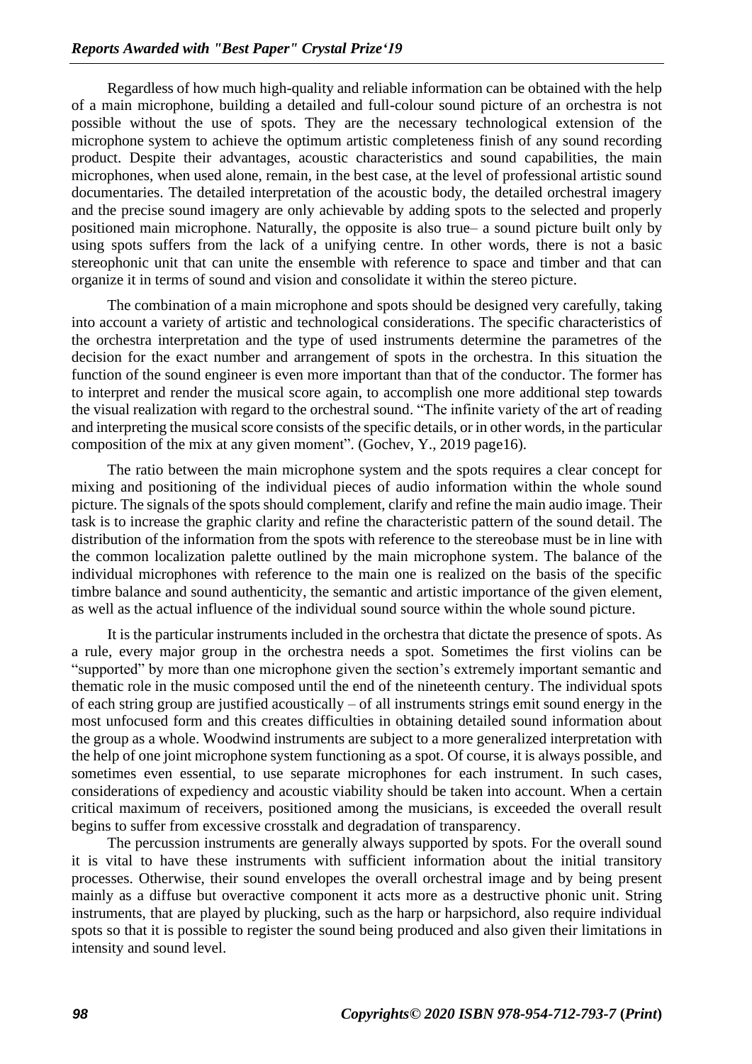Regardless of how much high-quality and reliable information can be obtained with the help of a main microphone, building a detailed and full-colour sound picture of an orchestra is not possible without the use of spots. They are the necessary technological extension of the microphone system to achieve the optimum artistic completeness finish of any sound recording product. Despite their advantages, acoustic characteristics and sound capabilities, the main microphones, when used alone, remain, in the best case, at the level of professional artistic sound documentaries. The detailed interpretation of the acoustic body, the detailed orchestral imagery and the precise sound imagery are only achievable by adding spots to the selected and properly positioned main microphone. Naturally, the opposite is also true– a sound picture built only by using spots suffers from the lack of a unifying centre. In other words, there is not a basic stereophonic unit that can unite the ensemble with reference to space and timber and that can organize it in terms of sound and vision and consolidate it within the stereo picture.

The combination of a main microphone and spots should be designed very carefully, taking into account a variety of artistic and technological considerations. The specific characteristics of the orchestra interpretation and the type of used instruments determine the parametres of the decision for the exact number and arrangement of spots in the orchestra. In this situation the function of the sound engineer is even more important than that of the conductor. The former has to interpret and render the musical score again, to accomplish one more additional step towards the visual realization with regard to the orchestral sound. "The infinite variety of the art of reading and interpreting the musical score consists of the specific details, or in other words, in the particular composition of the mix at any given moment". (Gochev, Y., 2019 page16).

The ratio between the main microphone system and the spots requires a clear concept for mixing and positioning of the individual pieces of audio information within the whole sound picture. The signals of the spots should complement, clarify and refine the main audio image. Their task is to increase the graphic clarity and refine the characteristic pattern of the sound detail. The distribution of the information from the spots with reference to the stereobase must be in line with the common localization palette outlined by the main microphone system. The balance of the individual microphones with reference to the main one is realized on the basis of the specific timbre balance and sound authenticity, the semantic and artistic importance of the given element, as well as the actual influence of the individual sound source within the whole sound picture.

It is the particular instruments included in the orchestra that dictate the presence of spots. As a rule, every major group in the orchestra needs a spot. Sometimes the first violins can be "supported" by more than one microphone given the section's extremely important semantic and thematic role in the music composed until the end of the nineteenth century. The individual spots of each string group are justified acoustically – of all instruments strings emit sound energy in the most unfocused form and this creates difficulties in obtaining detailed sound information about the group as a whole. Woodwind instruments are subject to a more generalized interpretation with the help of one joint microphone system functioning as a spot. Of course, it is always possible, and sometimes even essential, to use separate microphones for each instrument. In such cases, considerations of expediency and acoustic viability should be taken into account. When a certain critical maximum of receivers, positioned among the musicians, is exceeded the overall result begins to suffer from excessive crosstalk and degradation of transparency.

The percussion instruments are generally always supported by spots. For the overall sound it is vital to have these instruments with sufficient information about the initial transitory processes. Otherwise, their sound envelopes the overall orchestral image and by being present mainly as a diffuse but overactive component it acts more as a destructive phonic unit. String instruments, that are played by plucking, such as the harp or harpsichord, also require individual spots so that it is possible to register the sound being produced and also given their limitations in intensity and sound level.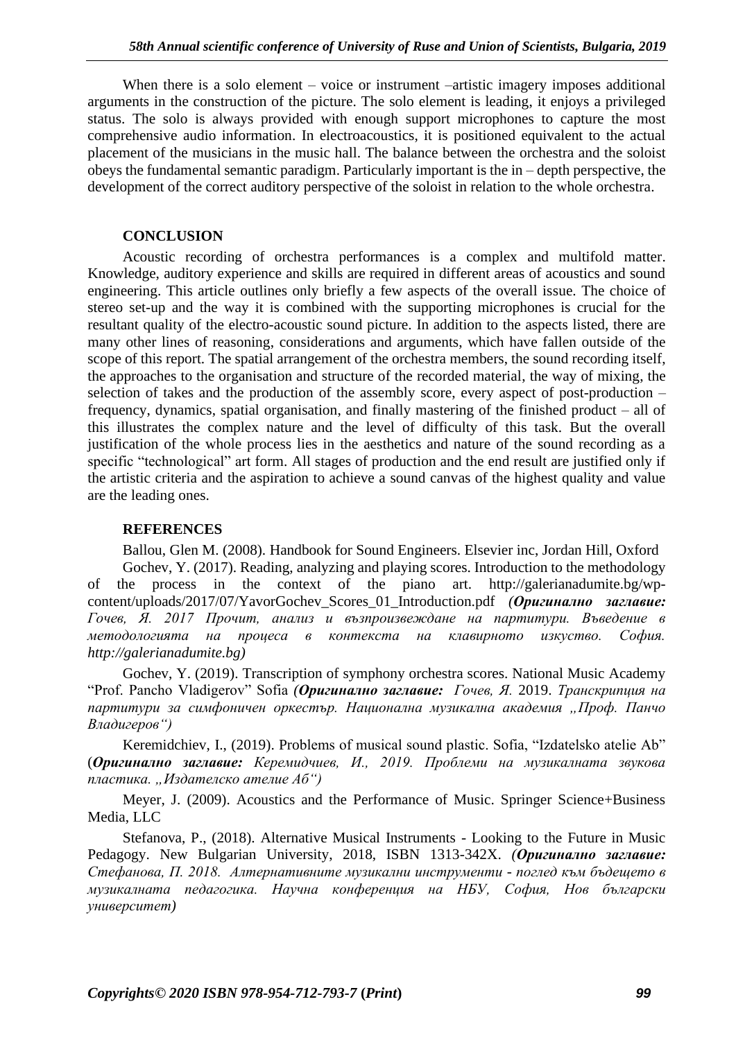When there is a solo element – voice or instrument –artistic imagery imposes additional arguments in the construction of the picture. The solo element is leading, it enjoys a privileged status. The solo is always provided with enough support microphones to capture the most comprehensive audio information. In electroacoustics, it is positioned equivalent to the actual placement of the musicians in the music hall. The balance between the orchestra and the soloist obeys the fundamental semantic paradigm. Particularly important is the in – depth perspective, the development of the correct auditory perspective of the soloist in relation to the whole orchestra.

## CONCLUSION

Acoustic recording of orchestra performances is a complex and multifold matter. Knowledge, auditory experience and skills are required in different areas of acoustics and sound engineering. This article outlines only briefly a few aspects of the overall issue. The choice of stereo set-up and the way it is combined with the supporting microphones is crucial for the resultant quality of the electro-acoustic sound picture. In addition to the aspects listed, there are many other lines of reasoning, considerations and arguments, which have fallen outside of the scope of this report. The spatial arrangement of the orchestra members, the sound recording itself, the approaches to the organisation and structure of the recorded material, the way of mixing, the selection of takes and the production of the assembly score, every aspect of post-production – frequency, dynamics, spatial organisation, and finally mastering of the finished product – all of this illustrates the complex nature and the level of difficulty of this task. But the overall justification of the whole process lies in the aesthetics and nature of the sound recording as a specific "technological" art form. All stages of production and the end result are justified only if the artistic criteria and the aspiration to achieve a sound canvas of the highest quality and value are the leading ones.

## REFERENCES

Ballou, Glen M. (2008). Handbook for Sound Engineers. Elsevier inc, Jordan Hill, Oxford

Gochev, Y. (2017). Reading, analyzing and playing scores. Introduction to the methodology of the process in the context of the piano art. http://galerianadumite.bg/wp-content/uploads/2017/07/YavorGochev_Scores_01_Introduction.pdf *(**Оригинално заглавие:** Гочев, Я. 2017 Прочит, анализ и възпроизвеждане на партитури. Въведение в методологията на процеса в контекста на клавирното изкуство. София. http://galerianadumite.bg)*

Gochev, Y. (2019). Transcription of symphony orchestra scores. National Music Academy "Prof. Pancho Vladigerov" Sofia *(**Оригинално заглавие:** Гочев, Я.* 2019. *Транскрипция на партитури за симфоничен оркестър. Национална музикална академия „Проф. Панчо Владигеров")*

Keremidchiev, I., (2019). Problems of musical sound plastic. Sofia, "Izdatelsko atelie Ab" (***Оригинално заглавие:*** *Керемидчиев, И., 2019. Проблеми на музикалната звукова пластика. „Издателско ателие Аб")*

Meyer, J. (2009). Acoustics and the Performance of Music. Springer Science+Business Media, LLC

Stefanova, P., (2018). Alternative Musical Instruments - Looking to the Future in Music Pedagogy. New Bulgarian University, 2018, ISBN 1313-342X. *(**Оригинално заглавие:** Стефанова, П. 2018. Алтернативните музикални инструменти - поглед към бъдещето в музикалната педагогика. Научна конференция на НБУ, София, Нов български университет)*